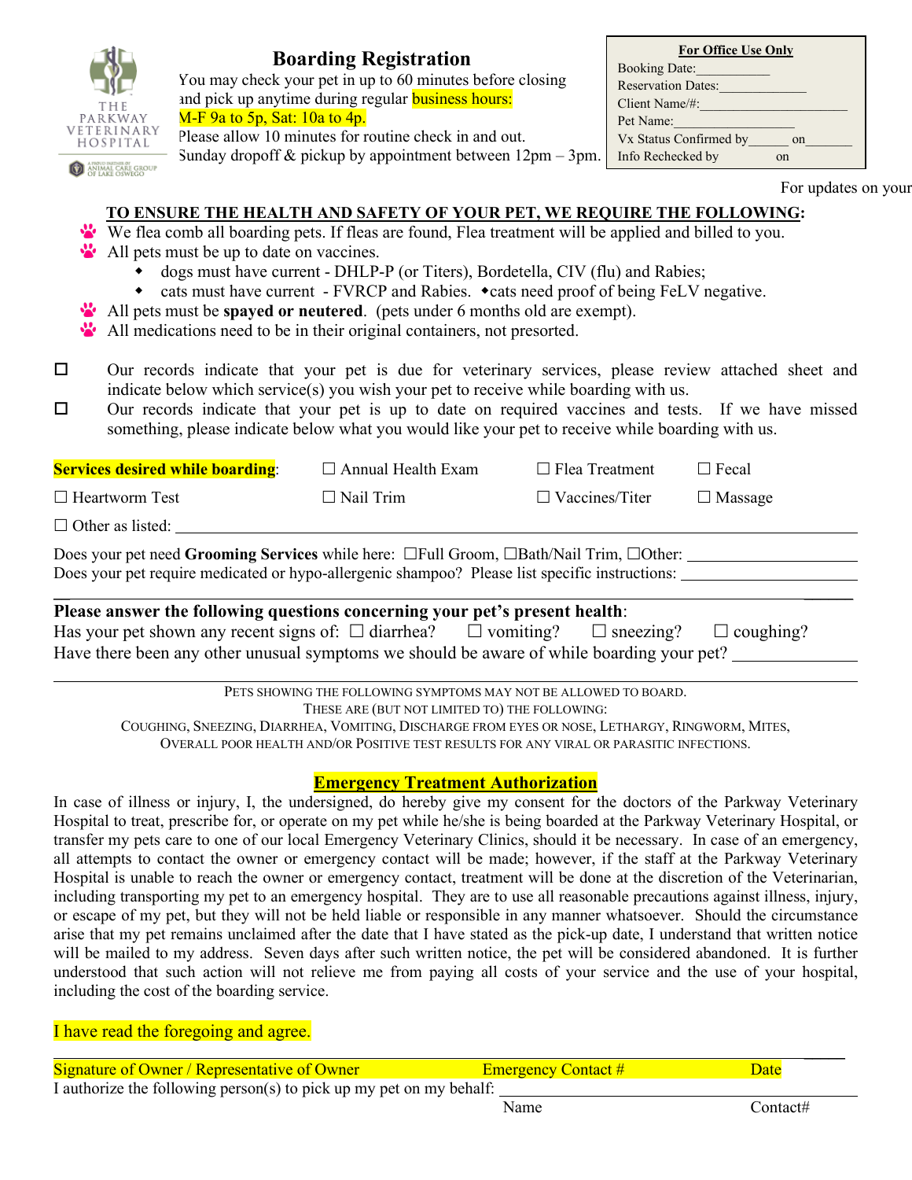THE PARKWAY VETERINARY HOSPITAL

A PROUD PARTNER OF ANIMAL CARE GROUP OF LAKE OSWEGO

# Boarding Registration

You may check your pet in up to 60 minutes before closing and pick up anytime during regular business hours: M-F 9a to 5p, Sat: 10a to 4p.
Please allow 10 minutes for routine check in and out.
Sunday dropoff & pickup by appointment between 12pm – 3pm.

**For Office Use Only**
Booking Date:___________
Reservation Dates:_____________
Client Name/#:______________________
Pet Name:____________________
Vx Status Confirmed by______ on_______
Info Rechecked by __________ on

For updates on your

**TO ENSURE THE HEALTH AND SAFETY OF YOUR PET, WE REQUIRE THE FOLLOWING:**

- We flea comb all boarding pets. If fleas are found, Flea treatment will be applied and billed to you.
- All pets must be up to date on vaccines.
  - dogs must have current - DHLP-P (or Titers), Bordetella, CIV (flu) and Rabies;
  - cats must have current - FVRCP and Rabies. ◆cats need proof of being FeLV negative.
- All pets must be **spayed or neutered**. (pets under 6 months old are exempt).
- All medications need to be in their original containers, not presorted.

☐ Our records indicate that your pet is due for veterinary services, please review attached sheet and indicate below which service(s) you wish your pet to receive while boarding with us.

☐ Our records indicate that your pet is up to date on required vaccines and tests. If we have missed something, please indicate below what you would like your pet to receive while boarding with us.

**Services desired while boarding**: ☐ Annual Health Exam ☐ Flea Treatment ☐ Fecal

☐ Heartworm Test ☐ Nail Trim ☐ Vaccines/Titer ☐ Massage

☐ Other as listed: ____________________________________________________________

Does your pet need **Grooming Services** while here: ☐Full Groom, ☐Bath/Nail Trim, ☐Other: ____________________
Does your pet require medicated or hypo-allergenic shampoo? Please list specific instructions: ____________________

**Please answer the following questions concerning your pet's present health**:
Has your pet shown any recent signs of: ☐ diarrhea? ☐ vomiting? ☐ sneezing? ☐ coughing?
Have there been any other unusual symptoms we should be aware of while boarding your pet? ______________

PETS SHOWING THE FOLLOWING SYMPTOMS MAY NOT BE ALLOWED TO BOARD.
THESE ARE (BUT NOT LIMITED TO) THE FOLLOWING:
COUGHING, SNEEZING, DIARRHEA, VOMITING, DISCHARGE FROM EYES OR NOSE, LETHARGY, RINGWORM, MITES, OVERALL POOR HEALTH AND/OR POSITIVE TEST RESULTS FOR ANY VIRAL OR PARASITIC INFECTIONS.

## Emergency Treatment Authorization

In case of illness or injury, I, the undersigned, do hereby give my consent for the doctors of the Parkway Veterinary Hospital to treat, prescribe for, or operate on my pet while he/she is being boarded at the Parkway Veterinary Hospital, or transfer my pets care to one of our local Emergency Veterinary Clinics, should it be necessary. In case of an emergency, all attempts to contact the owner or emergency contact will be made; however, if the staff at the Parkway Veterinary Hospital is unable to reach the owner or emergency contact, treatment will be done at the discretion of the Veterinarian, including transporting my pet to an emergency hospital. They are to use all reasonable precautions against illness, injury, or escape of my pet, but they will not be held liable or responsible in any manner whatsoever. Should the circumstance arise that my pet remains unclaimed after the date that I have stated as the pick-up date, I understand that written notice will be mailed to my address. Seven days after such written notice, the pet will be considered abandoned. It is further understood that such action will not relieve me from paying all costs of your service and the use of your hospital, including the cost of the boarding service.

I have read the foregoing and agree.

______________________________________________________________________________
Signature of Owner / Representative of Owner          Emergency Contact #          Date

I authorize the following person(s) to pick up my pet on my behalf: ______________________________
Name          Contact#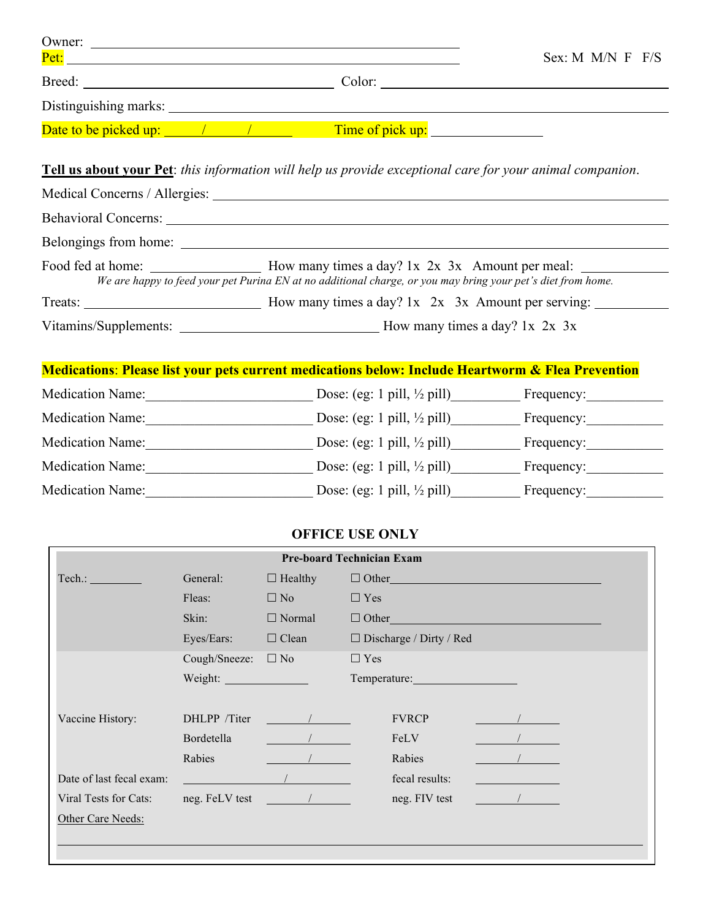Owner: ______________________________________________

Pet: ______________________________________________ Sex: M M/N F F/S

Breed: ____________________________ Color: ________________________________

Distinguishing marks: ______________________________________________________________

Date to be picked up: _____/_____/_____ Time of pick up: _____________

**Tell us about your Pet**: *this information will help us provide exceptional care for your animal companion*.

Medical Concerns / Allergies: ______________________________________________________

Behavioral Concerns: ______________________________________________________________

Belongings from home: ____________________________________________________________

Food fed at home: ____________ How many times a day? 1x 2x 3x Amount per meal: __________

*We are happy to feed your pet Purina EN at no additional charge, or you may bring your pet's diet from home.*

Treats: ____________________ How many times a day? 1x 2x 3x Amount per serving: _________

Vitamins/Supplements: ______________________ How many times a day? 1x 2x 3x

**Medications**: **Please list your pets current medications below: Include Heartworm & Flea Prevention**

Medication Name:____________________ Dose: (eg: 1 pill, ½ pill)________ Frequency:_________

Medication Name:____________________ Dose: (eg: 1 pill, ½ pill)________ Frequency:_________

Medication Name:____________________ Dose: (eg: 1 pill, ½ pill)________ Frequency:_________

Medication Name:____________________ Dose: (eg: 1 pill, ½ pill)________ Frequency:_________

Medication Name:____________________ Dose: (eg: 1 pill, ½ pill)________ Frequency:_________

## OFFICE USE ONLY

**Pre-board Technician Exam**

| | | | |
|---|---|---|---|
| Tech.: ________ | General: | ☐ Healthy | ☐ Other________________ |
| | Fleas: | ☐ No | ☐ Yes |
| | Skin: | ☐ Normal | ☐ Other________________ |
| | Eyes/Ears: | ☐ Clean | ☐ Discharge / Dirty / Red |
| | Cough/Sneeze: | ☐ No | ☐ Yes |
| | Weight: ________ | | Temperature:__________ |

| | | | | |
|---|---|---|---|---|
| Vaccine History: | DHLPP /Titer | ____/____ | FVRCP | ____/____ |
| | Bordetella | ____/____ | FeLV | ____/____ |
| | Rabies | ____/____ | Rabies | ____/____ |
| Date of last fecal exam: | ________/________ | | fecal results: | ________ |
| Viral Tests for Cats: | neg. FeLV test | ____/____ | neg. FIV test | ____/____ |

Other Care Needs:

______________________________________________________________